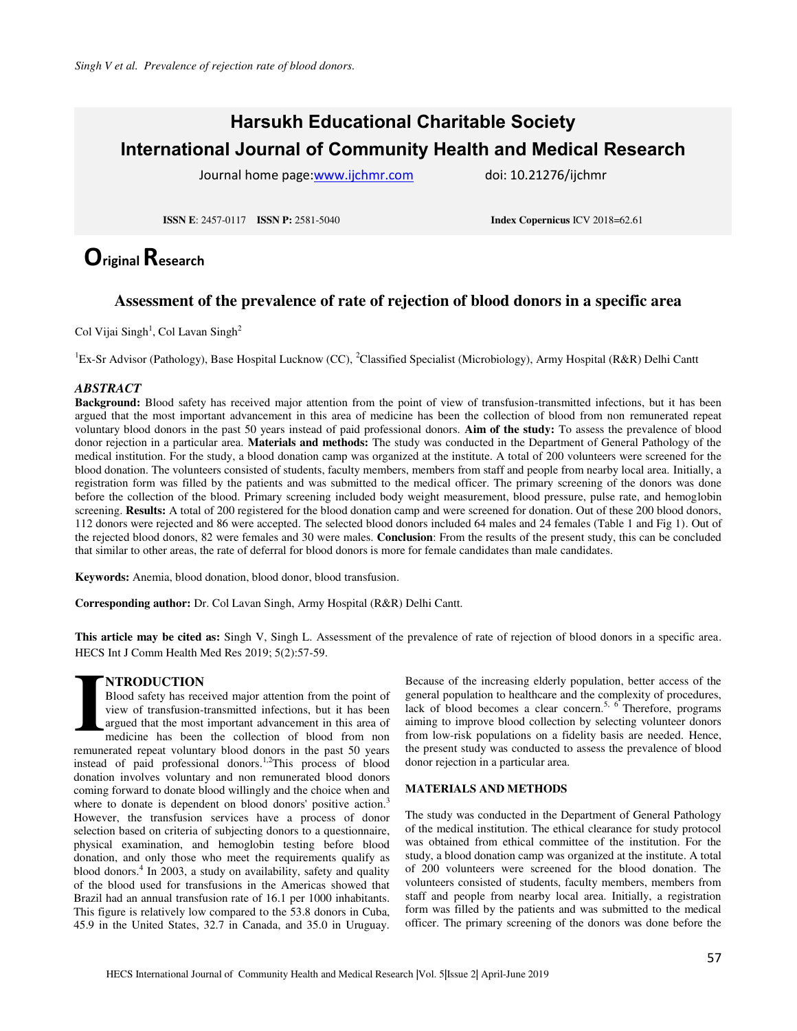# Harsukh Educational Charitable Society
# International Journal of Community Health and Medical Research

Journal home page: www.ijchmr.com doi: 10.21276/ijchmr

**ISSN E**: 2457-0117 **ISSN P:** 2581-5040 **Index Copernicus** ICV 2018=62.61

**Original Research**

## Assessment of the prevalence of rate of rejection of blood donors in a specific area

Col Vijai Singh[1], Col Lavan Singh[2]

[1]Ex-Sr Advisor (Pathology), Base Hospital Lucknow (CC), [2]Classified Specialist (Microbiology), Army Hospital (R&R) Delhi Cantt

### *ABSTRACT*

**Background:** Blood safety has received major attention from the point of view of transfusion-transmitted infections, but it has been argued that the most important advancement in this area of medicine has been the collection of blood from non remunerated repeat voluntary blood donors in the past 50 years instead of paid professional donors. **Aim of the study:** To assess the prevalence of blood donor rejection in a particular area. **Materials and methods:** The study was conducted in the Department of General Pathology of the medical institution. For the study, a blood donation camp was organized at the institute. A total of 200 volunteers were screened for the blood donation. The volunteers consisted of students, faculty members, members from staff and people from nearby local area. Initially, a registration form was filled by the patients and was submitted to the medical officer. The primary screening of the donors was done before the collection of the blood. Primary screening included body weight measurement, blood pressure, pulse rate, and hemoglobin screening. **Results:** A total of 200 registered for the blood donation camp and were screened for donation. Out of these 200 blood donors, 112 donors were rejected and 86 were accepted. The selected blood donors included 64 males and 24 females (Table 1 and Fig 1). Out of the rejected blood donors, 82 were females and 30 were males. **Conclusion**: From the results of the present study, this can be concluded that similar to other areas, the rate of deferral for blood donors is more for female candidates than male candidates.

**Keywords:** Anemia, blood donation, blood donor, blood transfusion.

**Corresponding author:** Dr. Col Lavan Singh, Army Hospital (R&R) Delhi Cantt.

**This article may be cited as:** Singh V, Singh L. Assessment of the prevalence of rate of rejection of blood donors in a specific area. HECS Int J Comm Health Med Res 2019; 5(2):57-59.

## INTRODUCTION

Blood safety has received major attention from the point of view of transfusion-transmitted infections, but it has been argued that the most important advancement in this area of medicine has been the collection of blood from non remunerated repeat voluntary blood donors in the past 50 years instead of paid professional donors.[1,2] This process of blood donation involves voluntary and non remunerated blood donors coming forward to donate blood willingly and the choice when and where to donate is dependent on blood donors' positive action.[3] However, the transfusion services have a process of donor selection based on criteria of subjecting donors to a questionnaire, physical examination, and hemoglobin testing before blood donation, and only those who meet the requirements qualify as blood donors.[4] In 2003, a study on availability, safety and quality of the blood used for transfusions in the Americas showed that Brazil had an annual transfusion rate of 16.1 per 1000 inhabitants. This figure is relatively low compared to the 53.8 donors in Cuba, 45.9 in the United States, 32.7 in Canada, and 35.0 in Uruguay. Because of the increasing elderly population, better access of the general population to healthcare and the complexity of procedures, lack of blood becomes a clear concern.[5, 6] Therefore, programs aiming to improve blood collection by selecting volunteer donors from low-risk populations on a fidelity basis are needed. Hence, the present study was conducted to assess the prevalence of blood donor rejection in a particular area.

## MATERIALS AND METHODS

The study was conducted in the Department of General Pathology of the medical institution. The ethical clearance for study protocol was obtained from ethical committee of the institution. For the study, a blood donation camp was organized at the institute. A total of 200 volunteers were screened for the blood donation. The volunteers consisted of students, faculty members, members from staff and people from nearby local area. Initially, a registration form was filled by the patients and was submitted to the medical officer. The primary screening of the donors was done before the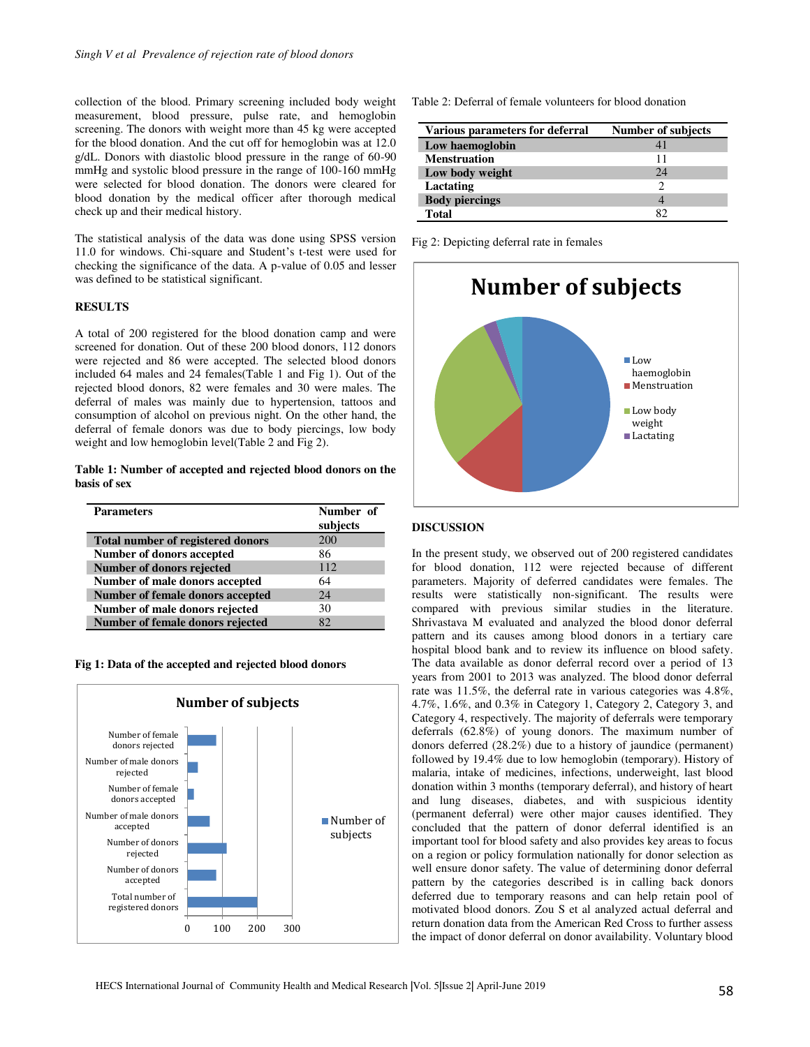collection of the blood. Primary screening included body weight measurement, blood pressure, pulse rate, and hemoglobin screening. The donors with weight more than 45 kg were accepted for the blood donation. And the cut off for hemoglobin was at 12.0 g/dL. Donors with diastolic blood pressure in the range of 60-90 mmHg and systolic blood pressure in the range of 100-160 mmHg were selected for blood donation. The donors were cleared for blood donation by the medical officer after thorough medical check up and their medical history.

The statistical analysis of the data was done using SPSS version 11.0 for windows. Chi-square and Student's t-test were used for checking the significance of the data. A p-value of 0.05 and lesser was defined to be statistical significant.

## RESULTS

A total of 200 registered for the blood donation camp and were screened for donation. Out of these 200 blood donors, 112 donors were rejected and 86 were accepted. The selected blood donors included 64 males and 24 females(Table 1 and Fig 1). Out of the rejected blood donors, 82 were females and 30 were males. The deferral of males was mainly due to hypertension, tattoos and consumption of alcohol on previous night. On the other hand, the deferral of female donors was due to body piercings, low body weight and low hemoglobin level(Table 2 and Fig 2).

**Table 1: Number of accepted and rejected blood donors on the basis of sex**

| Parameters | Number of subjects |
|---|---|
| **Total number of registered donors** | 200 |
| **Number of donors accepted** | 86 |
| **Number of donors rejected** | 112 |
| **Number of male donors accepted** | 64 |
| **Number of female donors accepted** | 24 |
| **Number of male donors rejected** | 30 |
| **Number of female donors rejected** | 82 |

**Fig 1: Data of the accepted and rejected blood donors**

Table 2: Deferral of female volunteers for blood donation

| Various parameters for deferral | Number of subjects |
|---|---|
| **Low haemoglobin** | 41 |
| **Menstruation** | 11 |
| **Low body weight** | 24 |
| **Lactating** | 2 |
| **Body piercings** | 4 |
| **Total** | 82 |

Fig 2: Depicting deferral rate in females

## DISCUSSION

In the present study, we observed out of 200 registered candidates for blood donation, 112 were rejected because of different parameters. Majority of deferred candidates were females. The results were statistically non-significant. The results were compared with previous similar studies in the literature. Shrivastava M evaluated and analyzed the blood donor deferral pattern and its causes among blood donors in a tertiary care hospital blood bank and to review its influence on blood safety. The data available as donor deferral record over a period of 13 years from 2001 to 2013 was analyzed. The blood donor deferral rate was 11.5%, the deferral rate in various categories was 4.8%, 4.7%, 1.6%, and 0.3% in Category 1, Category 2, Category 3, and Category 4, respectively. The majority of deferrals were temporary deferrals (62.8%) of young donors. The maximum number of donors deferred (28.2%) due to a history of jaundice (permanent) followed by 19.4% due to low hemoglobin (temporary). History of malaria, intake of medicines, infections, underweight, last blood donation within 3 months (temporary deferral), and history of heart and lung diseases, diabetes, and with suspicious identity (permanent deferral) were other major causes identified. They concluded that the pattern of donor deferral identified is an important tool for blood safety and also provides key areas to focus on a region or policy formulation nationally for donor selection as well ensure donor safety. The value of determining donor deferral pattern by the categories described is in calling back donors deferred due to temporary reasons and can help retain pool of motivated blood donors. Zou S et al analyzed actual deferral and return donation data from the American Red Cross to further assess the impact of donor deferral on donor availability. Voluntary blood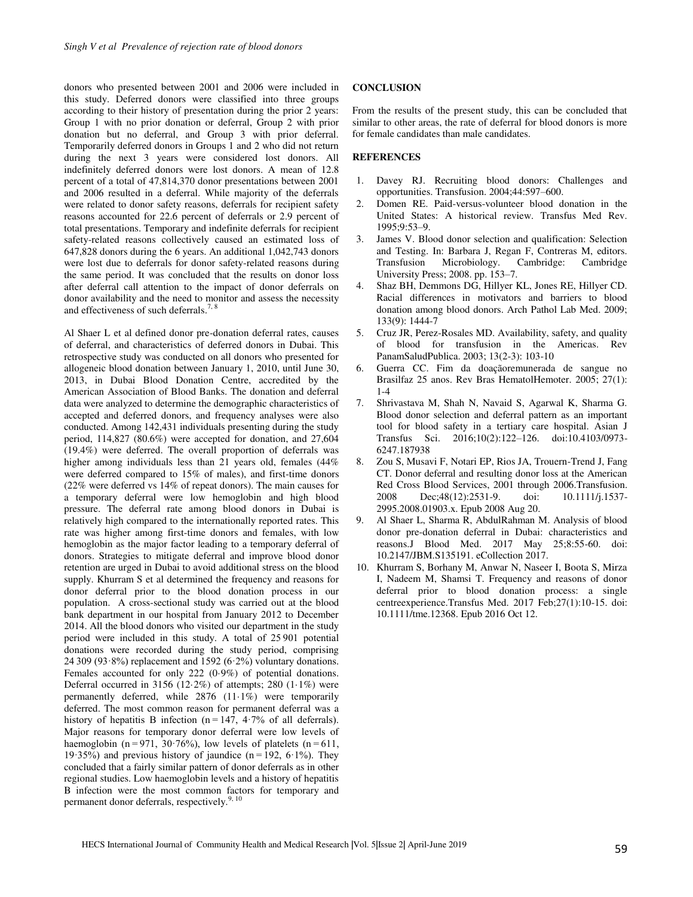donors who presented between 2001 and 2006 were included in this study. Deferred donors were classified into three groups according to their history of presentation during the prior 2 years: Group 1 with no prior donation or deferral, Group 2 with prior donation but no deferral, and Group 3 with prior deferral. Temporarily deferred donors in Groups 1 and 2 who did not return during the next 3 years were considered lost donors. All indefinitely deferred donors were lost donors. A mean of 12.8 percent of a total of 47,814,370 donor presentations between 2001 and 2006 resulted in a deferral. While majority of the deferrals were related to donor safety reasons, deferrals for recipient safety reasons accounted for 22.6 percent of deferrals or 2.9 percent of total presentations. Temporary and indefinite deferrals for recipient safety-related reasons collectively caused an estimated loss of 647,828 donors during the 6 years. An additional 1,042,743 donors were lost due to deferrals for donor safety-related reasons during the same period. It was concluded that the results on donor loss after deferral call attention to the impact of donor deferrals on donor availability and the need to monitor and assess the necessity and effectiveness of such deferrals.[7, 8]

Al Shaer L et al defined donor pre-donation deferral rates, causes of deferral, and characteristics of deferred donors in Dubai. This retrospective study was conducted on all donors who presented for allogeneic blood donation between January 1, 2010, until June 30, 2013, in Dubai Blood Donation Centre, accredited by the American Association of Blood Banks. The donation and deferral data were analyzed to determine the demographic characteristics of accepted and deferred donors, and frequency analyses were also conducted. Among 142,431 individuals presenting during the study period, 114,827 (80.6%) were accepted for donation, and 27,604 (19.4%) were deferred. The overall proportion of deferrals was higher among individuals less than 21 years old, females (44% were deferred compared to 15% of males), and first-time donors (22% were deferred vs 14% of repeat donors). The main causes for a temporary deferral were low hemoglobin and high blood pressure. The deferral rate among blood donors in Dubai is relatively high compared to the internationally reported rates. This rate was higher among first-time donors and females, with low hemoglobin as the major factor leading to a temporary deferral of donors. Strategies to mitigate deferral and improve blood donor retention are urged in Dubai to avoid additional stress on the blood supply. Khurram S et al determined the frequency and reasons for donor deferral prior to the blood donation process in our population. A cross-sectional study was carried out at the blood bank department in our hospital from January 2012 to December 2014. All the blood donors who visited our department in the study period were included in this study. A total of 25 901 potential donations were recorded during the study period, comprising 24 309 (93·8%) replacement and 1592 (6·2%) voluntary donations. Females accounted for only 222 (0·9%) of potential donations. Deferral occurred in 3156 (12·2%) of attempts; 280 (1·1%) were permanently deferred, while 2876 (11·1%) were temporarily deferred. The most common reason for permanent deferral was a history of hepatitis B infection (n = 147, 4·7% of all deferrals). Major reasons for temporary donor deferral were low levels of haemoglobin (n = 971, 30·76%), low levels of platelets (n = 611, 19·35%) and previous history of jaundice (n = 192, 6·1%). They concluded that a fairly similar pattern of donor deferrals as in other regional studies. Low haemoglobin levels and a history of hepatitis B infection were the most common factors for temporary and permanent donor deferrals, respectively.[9, 10]

## CONCLUSION

From the results of the present study, this can be concluded that similar to other areas, the rate of deferral for blood donors is more for female candidates than male candidates.

## REFERENCES

1. Davey RJ. Recruiting blood donors: Challenges and opportunities. Transfusion. 2004;44:597–600.
2. Domen RE. Paid-versus-volunteer blood donation in the United States: A historical review. Transfus Med Rev. 1995;9:53–9.
3. James V. Blood donor selection and qualification: Selection and Testing. In: Barbara J, Regan F, Contreras M, editors. Transfusion Microbiology. Cambridge: Cambridge University Press; 2008. pp. 153–7.
4. Shaz BH, Demmons DG, Hillyer KL, Jones RE, Hillyer CD. Racial differences in motivators and barriers to blood donation among blood donors. Arch Pathol Lab Med. 2009; 133(9): 1444-7
5. Cruz JR, Perez-Rosales MD. Availability, safety, and quality of blood for transfusion in the Americas. Rev PanamSaludPublica. 2003; 13(2-3): 103-10
6. Guerra CC. Fim da doaçãoremunerada de sangue no Brasilfaz 25 anos. Rev Bras HematolHemoter. 2005; 27(1): 1-4
7. Shrivastava M, Shah N, Navaid S, Agarwal K, Sharma G. Blood donor selection and deferral pattern as an important tool for blood safety in a tertiary care hospital. Asian J Transfus Sci. 2016;10(2):122–126. doi:10.4103/0973-6247.187938
8. Zou S, Musavi F, Notari EP, Rios JA, Trouern-Trend J, Fang CT. Donor deferral and resulting donor loss at the American Red Cross Blood Services, 2001 through 2006.Transfusion. 2008 Dec;48(12):2531-9. doi: 10.1111/j.1537-2995.2008.01903.x. Epub 2008 Aug 20.
9. Al Shaer L, Sharma R, AbdulRahman M. Analysis of blood donor pre-donation deferral in Dubai: characteristics and reasons.J Blood Med. 2017 May 25;8:55-60. doi: 10.2147/JBM.S135191. eCollection 2017.
10. Khurram S, Borhany M, Anwar N, Naseer I, Boota S, Mirza I, Nadeem M, Shamsi T. Frequency and reasons of donor deferral prior to blood donation process: a single centreexperience.Transfus Med. 2017 Feb;27(1):10-15. doi: 10.1111/tme.12368. Epub 2016 Oct 12.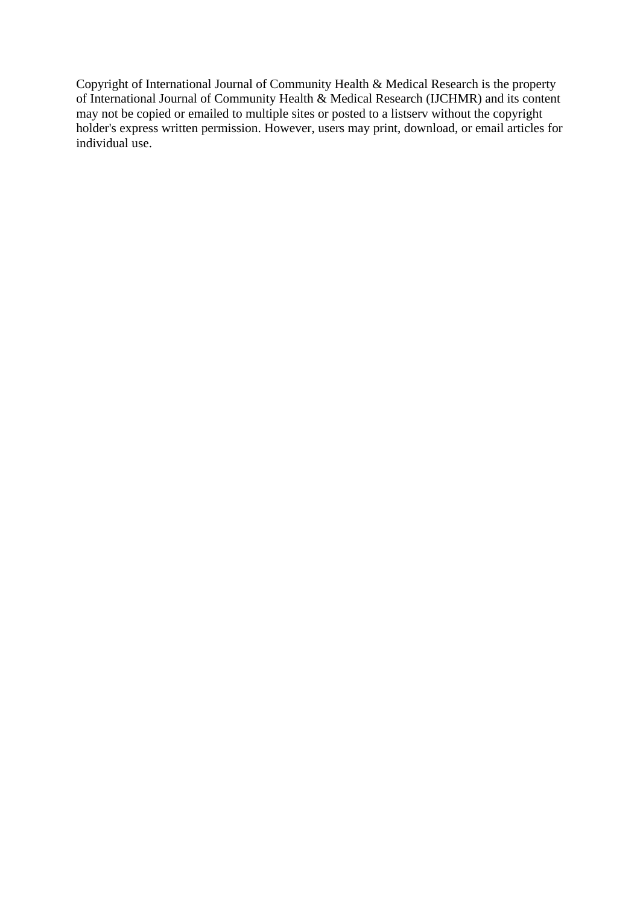Copyright of International Journal of Community Health & Medical Research is the property of International Journal of Community Health & Medical Research (IJCHMR) and its content may not be copied or emailed to multiple sites or posted to a listserv without the copyright holder's express written permission. However, users may print, download, or email articles for individual use.